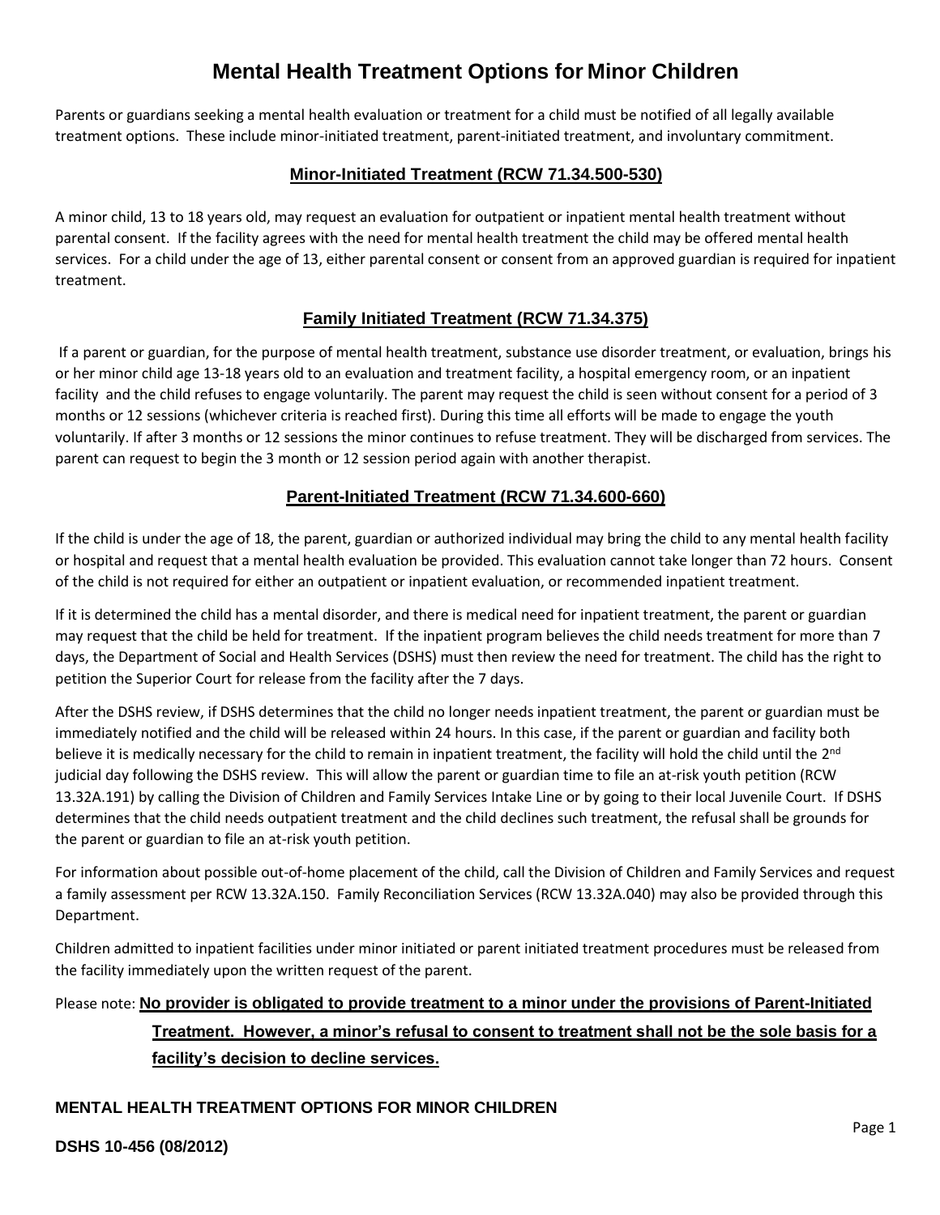# Mental Health Treatment Options for Minor Children

Parents or guardians seeking a mental health evaluation or treatment for a child must be notified of all legally available treatment options. These include minor-initiated treatment, parent-initiated treatment, and involuntary commitment.

## Minor-Initiated Treatment (RCW 71.34.500-530)

A minor child, 13 to 18 years old, may request an evaluation for outpatient or inpatient mental health treatment without parental consent. If the facility agrees with the need for mental health treatment the child may be offered mental health services. For a child under the age of 13, either parental consent or consent from an approved guardian is required for inpatient treatment.

## Family Initiated Treatment (RCW 71.34.375)

If a parent or guardian, for the purpose of mental health treatment, substance use disorder treatment, or evaluation, brings his or her minor child age 13-18 years old to an evaluation and treatment facility, a hospital emergency room, or an inpatient facility and the child refuses to engage voluntarily. The parent may request the child is seen without consent for a period of 3 months or 12 sessions (whichever criteria is reached first). During this time all efforts will be made to engage the youth voluntarily. If after 3 months or 12 sessions the minor continues to refuse treatment. They will be discharged from services. The parent can request to begin the 3 month or 12 session period again with another therapist.

## Parent-Initiated Treatment (RCW 71.34.600-660)

If the child is under the age of 18, the parent, guardian or authorized individual may bring the child to any mental health facility or hospital and request that a mental health evaluation be provided. This evaluation cannot take longer than 72 hours. Consent of the child is not required for either an outpatient or inpatient evaluation, or recommended inpatient treatment.

If it is determined the child has a mental disorder, and there is medical need for inpatient treatment, the parent or guardian may request that the child be held for treatment. If the inpatient program believes the child needs treatment for more than 7 days, the Department of Social and Health Services (DSHS) must then review the need for treatment. The child has the right to petition the Superior Court for release from the facility after the 7 days.

After the DSHS review, if DSHS determines that the child no longer needs inpatient treatment, the parent or guardian must be immediately notified and the child will be released within 24 hours. In this case, if the parent or guardian and facility both believe it is medically necessary for the child to remain in inpatient treatment, the facility will hold the child until the 2nd judicial day following the DSHS review. This will allow the parent or guardian time to file an at-risk youth petition (RCW 13.32A.191) by calling the Division of Children and Family Services Intake Line or by going to their local Juvenile Court. If DSHS determines that the child needs outpatient treatment and the child declines such treatment, the refusal shall be grounds for the parent or guardian to file an at-risk youth petition.

For information about possible out-of-home placement of the child, call the Division of Children and Family Services and request a family assessment per RCW 13.32A.150. Family Reconciliation Services (RCW 13.32A.040) may also be provided through this Department.

Children admitted to inpatient facilities under minor initiated or parent initiated treatment procedures must be released from the facility immediately upon the written request of the parent.

Please note: **No provider is obligated to provide treatment to a minor under the provisions of Parent-Initiated Treatment. However, a minor's refusal to consent to treatment shall not be the sole basis for a facility's decision to decline services.**

**MENTAL HEALTH TREATMENT OPTIONS FOR MINOR CHILDREN**

**DSHS 10-456 (08/2012)**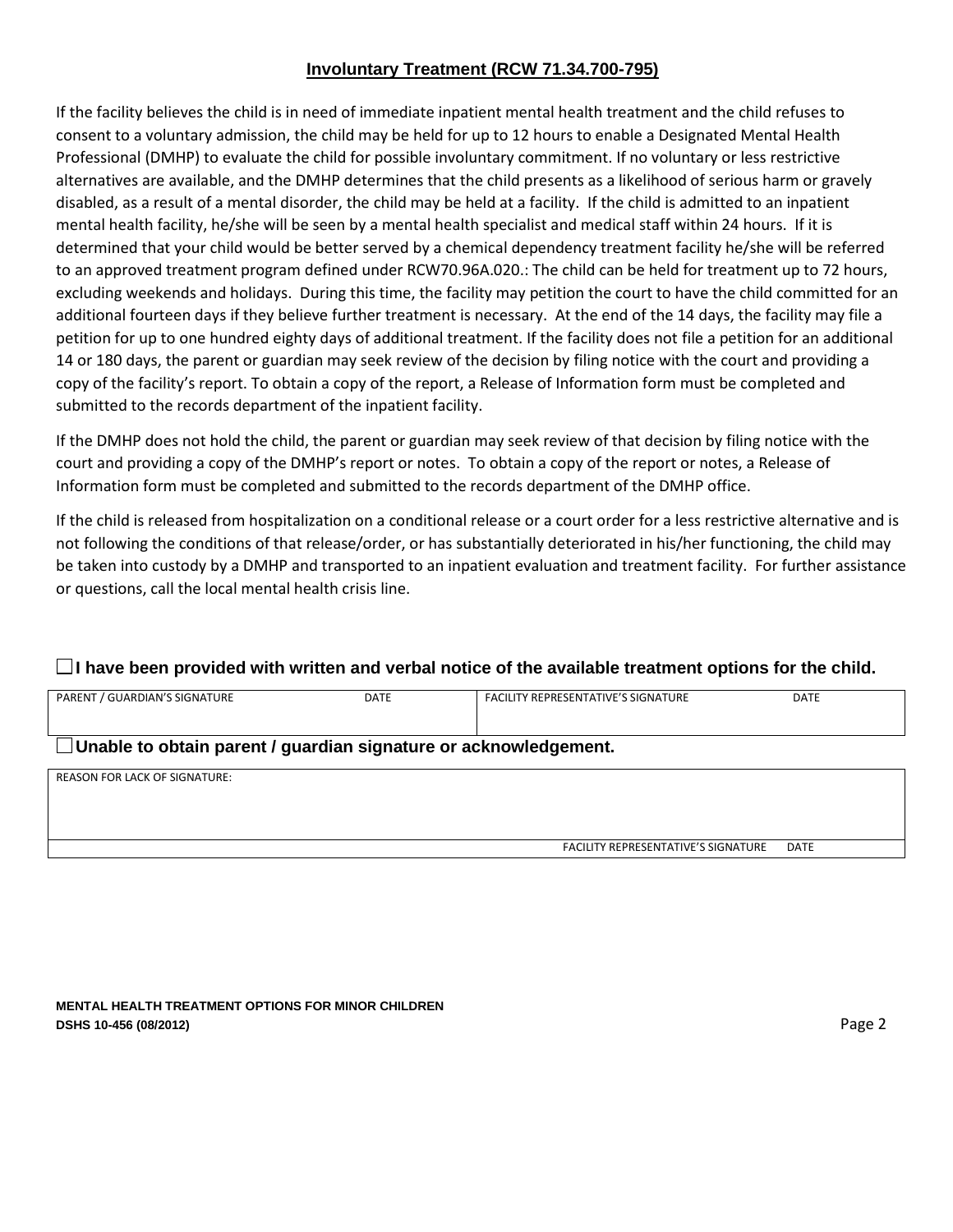## Involuntary Treatment (RCW 71.34.700-795)

If the facility believes the child is in need of immediate inpatient mental health treatment and the child refuses to consent to a voluntary admission, the child may be held for up to 12 hours to enable a Designated Mental Health Professional (DMHP) to evaluate the child for possible involuntary commitment. If no voluntary or less restrictive alternatives are available, and the DMHP determines that the child presents as a likelihood of serious harm or gravely disabled, as a result of a mental disorder, the child may be held at a facility. If the child is admitted to an inpatient mental health facility, he/she will be seen by a mental health specialist and medical staff within 24 hours. If it is determined that your child would be better served by a chemical dependency treatment facility he/she will be referred to an approved treatment program defined under RCW70.96A.020.: The child can be held for treatment up to 72 hours, excluding weekends and holidays. During this time, the facility may petition the court to have the child committed for an additional fourteen days if they believe further treatment is necessary. At the end of the 14 days, the facility may file a petition for up to one hundred eighty days of additional treatment. If the facility does not file a petition for an additional 14 or 180 days, the parent or guardian may seek review of the decision by filing notice with the court and providing a copy of the facility's report. To obtain a copy of the report, a Release of Information form must be completed and submitted to the records department of the inpatient facility.

If the DMHP does not hold the child, the parent or guardian may seek review of that decision by filing notice with the court and providing a copy of the DMHP's report or notes. To obtain a copy of the report or notes, a Release of Information form must be completed and submitted to the records department of the DMHP office.

If the child is released from hospitalization on a conditional release or a court order for a less restrictive alternative and is not following the conditions of that release/order, or has substantially deteriorated in his/her functioning, the child may be taken into custody by a DMHP and transported to an inpatient evaluation and treatment facility. For further assistance or questions, call the local mental health crisis line.

☐ **I have been provided with written and verbal notice of the available treatment options for the child.**

| PARENT / GUARDIAN'S SIGNATURE | DATE | FACILITY REPRESENTATIVE'S SIGNATURE | DATE |
|---|---|---|---|
| | | | |

☐ **Unable to obtain parent / guardian signature or acknowledgement.**

| REASON FOR LACK OF SIGNATURE: | |
|---|---|
| FACILITY REPRESENTATIVE'S SIGNATURE | DATE |

**MENTAL HEALTH TREATMENT OPTIONS FOR MINOR CHILDREN**
**DSHS 10-456 (08/2012)**